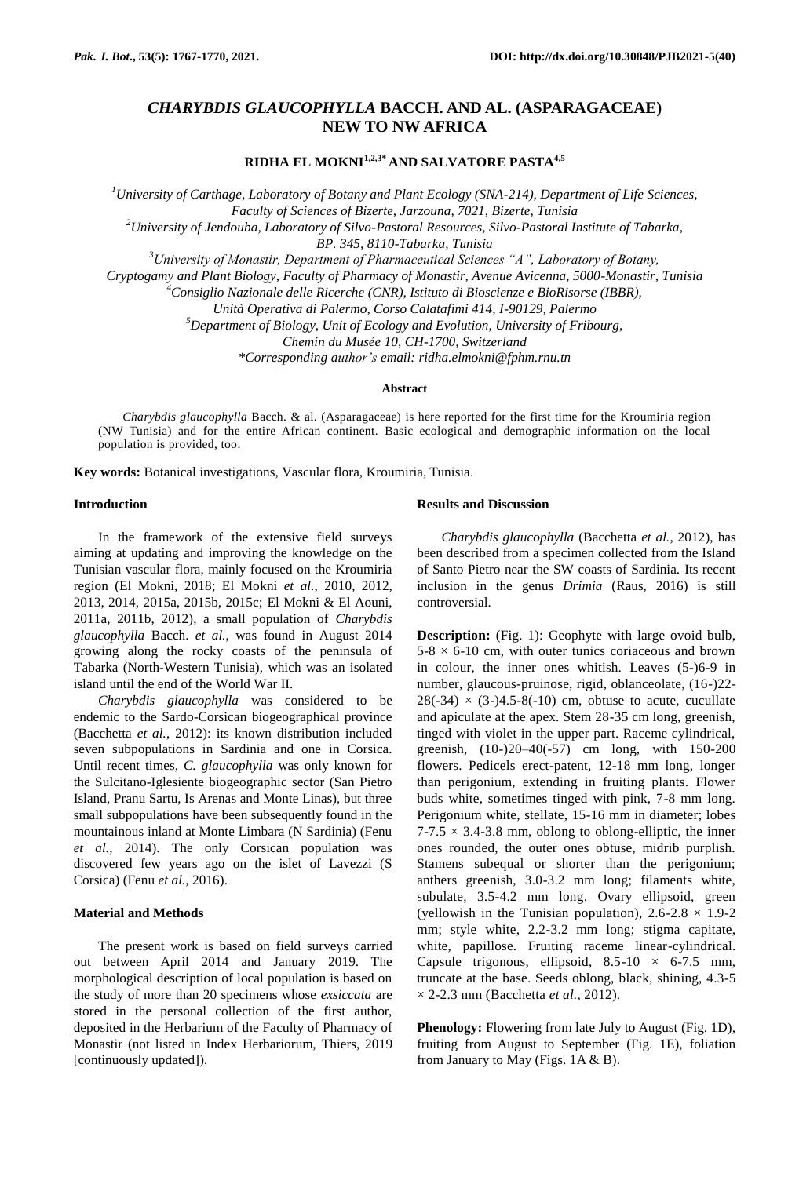# *CHARYBDIS GLAUCOPHYLLA* BACCH. AND AL. (ASPARAGACEAE) NEW TO NW AFRICA

**RIDHA EL MOKNI[1,2,3*] AND SALVATORE PASTA[4,5]**

[1]University of Carthage, Laboratory of Botany and Plant Ecology (SNA-214), Department of Life Sciences, Faculty of Sciences of Bizerte, Jarzouna, 7021, Bizerte, Tunisia

[2]University of Jendouba, Laboratory of Silvo-Pastoral Resources, Silvo-Pastoral Institute of Tabarka, BP. 345, 8110-Tabarka, Tunisia

[3]University of Monastir, Department of Pharmaceutical Sciences "A", Laboratory of Botany, Cryptogamy and Plant Biology, Faculty of Pharmacy of Monastir, Avenue Avicenna, 5000-Monastir, Tunisia

[4]Consiglio Nazionale delle Ricerche (CNR), Istituto di Bioscienze e BioRisorse (IBBR), Unità Operativa di Palermo, Corso Calatafimi 414, I-90129, Palermo

[5]Department of Biology, Unit of Ecology and Evolution, University of Fribourg, Chemin du Musée 10, CH-1700, Switzerland

*Corresponding author's email: ridha.elmokni@fphm.rnu.tn

## Abstract

*Charybdis glaucophylla* Bacch. & al. (Asparagaceae) is here reported for the first time for the Kroumiria region (NW Tunisia) and for the entire African continent. Basic ecological and demographic information on the local population is provided, too.

**Key words:** Botanical investigations, Vascular flora, Kroumiria, Tunisia.

## Introduction

In the framework of the extensive field surveys aiming at updating and improving the knowledge on the Tunisian vascular flora, mainly focused on the Kroumiria region (El Mokni, 2018; El Mokni *et al.*, 2010, 2012, 2013, 2014, 2015a, 2015b, 2015c; El Mokni & El Aouni, 2011a, 2011b, 2012), a small population of *Charybdis glaucophylla* Bacch. *et al.*, was found in August 2014 growing along the rocky coasts of the peninsula of Tabarka (North-Western Tunisia), which was an isolated island until the end of the World War II.

*Charybdis glaucophylla* was considered to be endemic to the Sardo-Corsican biogeographical province (Bacchetta *et al.*, 2012): its known distribution included seven subpopulations in Sardinia and one in Corsica. Until recent times, *C. glaucophylla* was only known for the Sulcitano-Iglesiente biogeographic sector (San Pietro Island, Pranu Sartu, Is Arenas and Monte Linas), but three small subpopulations have been subsequently found in the mountainous inland at Monte Limbara (N Sardinia) (Fenu *et al.*, 2014). The only Corsican population was discovered few years ago on the islet of Lavezzi (S Corsica) (Fenu *et al.*, 2016).

## Material and Methods

The present work is based on field surveys carried out between April 2014 and January 2019. The morphological description of local population is based on the study of more than 20 specimens whose *exsiccata* are stored in the personal collection of the first author, deposited in the Herbarium of the Faculty of Pharmacy of Monastir (not listed in Index Herbariorum, Thiers, 2019 [continuously updated]).

## Results and Discussion

*Charybdis glaucophylla* (Bacchetta *et al.*, 2012), has been described from a specimen collected from the Island of Santo Pietro near the SW coasts of Sardinia. Its recent inclusion in the genus *Drimia* (Raus, 2016) is still controversial.

**Description:** (Fig. 1): Geophyte with large ovoid bulb, 5-8 × 6-10 cm, with outer tunics coriaceous and brown in colour, the inner ones whitish. Leaves (5-)6-9 in number, glaucous-pruinose, rigid, oblanceolate, (16-)22-28(-34) × (3-)4.5-8(-10) cm, obtuse to acute, cucullate and apiculate at the apex. Stem 28-35 cm long, greenish, tinged with violet in the upper part. Raceme cylindrical, greenish, (10-)20–40(-57) cm long, with 150-200 flowers. Pedicels erect-patent, 12-18 mm long, longer than perigonium, extending in fruiting plants. Flower buds white, sometimes tinged with pink, 7-8 mm long. Perigonium white, stellate, 15-16 mm in diameter; lobes 7-7.5 × 3.4-3.8 mm, oblong to oblong-elliptic, the inner ones rounded, the outer ones obtuse, midrib purplish. Stamens subequal or shorter than the perigonium; anthers greenish, 3.0-3.2 mm long; filaments white, subulate, 3.5-4.2 mm long. Ovary ellipsoid, green (yellowish in the Tunisian population), 2.6-2.8 × 1.9-2 mm; style white, 2.2-3.2 mm long; stigma capitate, white, papillose. Fruiting raceme linear-cylindrical. Capsule trigonous, ellipsoid, 8.5-10 × 6-7.5 mm, truncate at the base. Seeds oblong, black, shining, 4.3-5 × 2-2.3 mm (Bacchetta *et al.*, 2012).

**Phenology:** Flowering from late July to August (Fig. 1D), fruiting from August to September (Fig. 1E), foliation from January to May (Figs. 1A & B).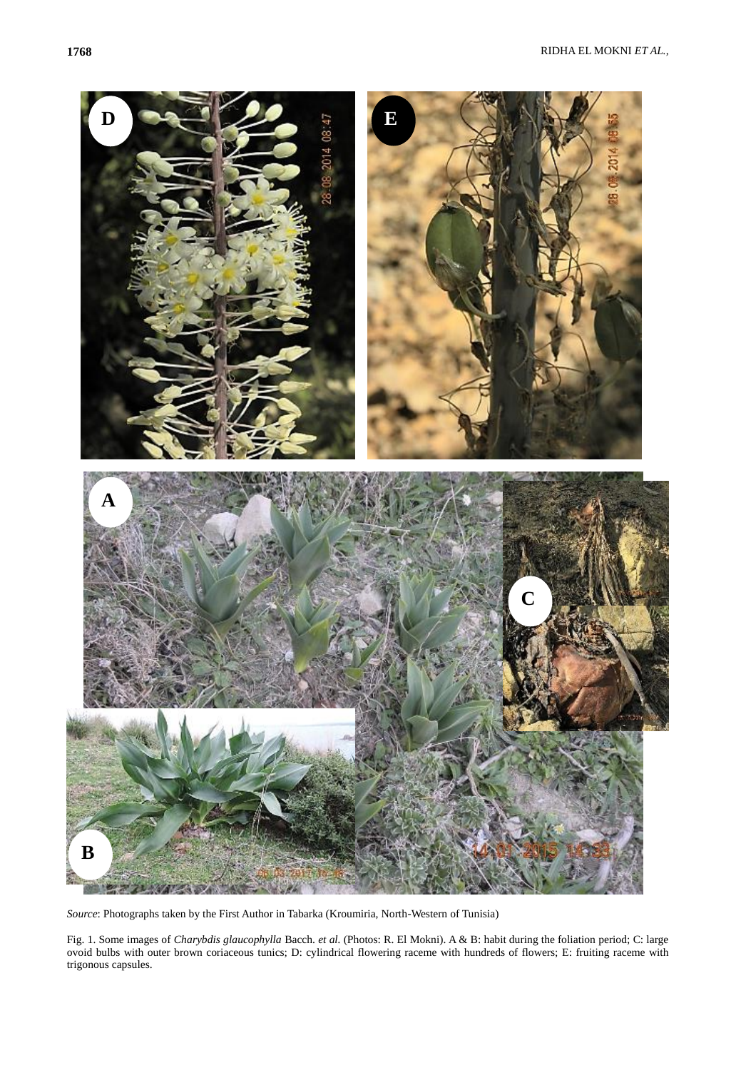*Source*: Photographs taken by the First Author in Tabarka (Kroumiria, North-Western of Tunisia)

Fig. 1. Some images of *Charybdis glaucophylla* Bacch. *et al.* (Photos: R. El Mokni). A & B: habit during the foliation period; C: large ovoid bulbs with outer brown coriaceous tunics; D: cylindrical flowering raceme with hundreds of flowers; E: fruiting raceme with trigonous capsules.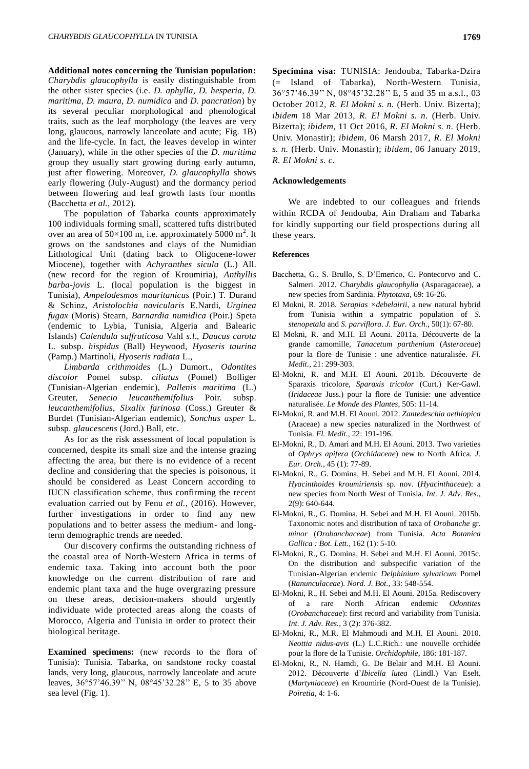**Additional notes concerning the Tunisian population:** *Charybdis glaucophylla* is easily distinguishable from the other sister species (i.e. *D. aphylla*, *D. hesperia*, *D. maritima*, *D. maura*, *D. numidica* and *D. pancration*) by its several peculiar morphological and phenological traits, such as the leaf morphology (the leaves are very long, glaucous, narrowly lanceolate and acute; Fig. 1B) and the life-cycle. In fact, the leaves develop in winter (January), while in the other species of the *D. maritima* group they usually start growing during early autumn, just after flowering. Moreover, *D. glaucophylla* shows early flowering (July-August) and the dormancy period between flowering and leaf growth lasts four months (Bacchetta *et al.*, 2012).

The population of Tabarka counts approximately 100 individuals forming small, scattered tufts distributed over an area of 50×100 m, i.e. approximately 5000 m$^2$. It grows on the sandstones and clays of the Numidian Lithological Unit (dating back to Oligocene-lower Miocene), together with *Achyranthes sicula* (L.) All. (new record for the region of Kroumiria), *Anthyllis barba-jovis* L. (local population is the biggest in Tunisia), *Ampelodesmos mauritanicus* (Poir.) T. Durand & Schinz, *Aristolochia navicularis* E.Nardi, *Urginea fugax* (Moris) Stearn, *Barnardia numidica* (Poir.) Speta (endemic to Lybia, Tunisia, Algeria and Balearic Islands) *Calendula suffruticosa* Vahl *s.l*., *Daucus carota* L. subsp. *hispidus* (Ball) Heywood, *Hyoseris taurina* (Pamp.) Martinoli, *Hyoseris radiata* L.,

*Limbarda crithmoides* (L.) Dumort., *Odontites discolor* Pomel subsp. *ciliatus* (Pomel) Bolliger (Tunisian-Algerian endemic), *Pallenis maritima* (L.) Greuter, *Senecio leucanthemifolius* Poir. subsp. *leucanthemifolius*, *Sixalix farinosa* (Coss.) Greuter & Burdet (Tunisian-Algerian endemic), *Sonchus asper* L. subsp. *glaucescens* (Jord.) Ball, etc.

As for as the risk assessment of local population is concerned, despite its small size and the intense grazing affecting the area, but there is no evidence of a recent decline and considering that the species is poisonous, it should be considered as Least Concern according to IUCN classification scheme, thus confirming the recent evaluation carried out by Fenu *et al.*, (2016). However, further investigations in order to find any new populations and to better assess the medium- and long-term demographic trends are needed.

Our discovery confirms the outstanding richness of the coastal area of North-Western Africa in terms of endemic taxa. Taking into account both the poor knowledge on the current distribution of rare and endemic plant taxa and the huge overgrazing pressure on these areas, decision-makers should urgently individuate wide protected areas along the coasts of Morocco, Algeria and Tunisia in order to protect their biological heritage.

**Examined specimens:** (new records to the flora of Tunisia): Tunisia. Tabarka, on sandstone rocky coastal lands, very long, glaucous, narrowly lanceolate and acute leaves, 36°57'46.39'' N, 08°45'32.28'' E, 5 to 35 above sea level (Fig. 1).

**Specimina visa:** TUNISIA: Jendouba, Tabarka-Dzira (= Island of Tabarka), North-Western Tunisia, 36°57'46.39'' N, 08°45'32.28'' E, 5 and 35 m a.s.l., 03 October 2012, *R. El Mokni s. n.* (Herb. Univ. Bizerta); *ibidem* 18 Mar 2013, *R. El Mokni s. n.* (Herb. Univ. Bizerta); *ibidem*, 11 Oct 2016, *R. El Mokni s. n.* (Herb. Univ. Monastir); *ibidem*, 06 Marsh 2017, *R. El Mokni s. n.* (Herb. Univ. Monastir); *ibidem*, 06 January 2019, *R. El Mokni s. c.*

## Acknowledgements

We are indebted to our colleagues and friends within RCDA of Jendouba, Ain Draham and Tabarka for kindly supporting our field prospections during all these years.

## References

Bacchetta, G., S. Brullo, S. D'Emerico, C. Pontecorvo and C. Salmeri. 2012. *Charybdis glaucophylla* (Asparagaceae), a new species from Sardinia. *Phytotaxa*, 69: 16-26.

El Mokni, R. 2018. *Serapias ×debelairii*, a new natural hybrid from Tunisia within a sympatric population of *S. stenopetala* and *S. parviflora*. *J. Eur. Orch.*, 50(1): 67-80.

El Mokni, R. and M.H. El Aouni. 2011a. Découverte de la grande camomille, *Tanacetum parthenium* (*Asteraceae*) pour la flore de Tunisie : une adventice naturalisée. *Fl. Medit.*, 21: 299-303.

El-Mokni, R. and M.H. El Aouni. 2011b. Découverte de Sparaxis tricolore, *Sparaxis tricolor* (Curt.) Ker-Gawl. (*Iridaceae* Juss.) pour la flore de Tunisie: une adventice naturalisée. *Le Monde des Plantes*, 505: 11-14.

El-Mokni, R. and M.H. El Aouni. 2012. *Zantedeschia aethiopica* (Araceae) a new species naturalized in the Northwest of Tunisia. *Fl. Medit.*, 22: 191-196.

El-Mokni, R., D. Amari and M.H. El Aouni. 2013. Two varieties of *Ophrys apifera* (*Orchidaceae*) new to North Africa. *J. Eur. Orch.*, 45 (1): 77-89.

El-Mokni, R., G. Domina, H. Sebei and M.H. El Aouni. 2014. *Hyacinthoides kroumiriensis* sp. nov. (*Hyacinthaceae*): a new species from North West of Tunisia. *Int. J. Adv. Res.*, 2(9): 640-644.

El-Mokni, R., G. Domina, H. Sebei and M.H. El Aouni. 2015b. Taxonomic notes and distribution of taxa of *Orobanche* gr. *minor* (*Orobanchaceae*) from Tunisia. *Acta Botanica Gallica : Bot. Lett.*, 162 (1): 5-10.

El-Mokni, R., G. Domina, H. Sebei and M.H. El Aouni. 2015c. On the distribution and subspecific variation of the Tunisian-Algerian endemic *Delphinium sylvaticum* Pomel (*Ranunculaceae*). *Nord. J. Bot.*, 33: 548-554.

El-Mokni, R., H. Sebei and M.H. El Aouni. 2015a. Rediscovery of a rare North African endemic *Odontites* (*Orobanchaceae*): first record and variability from Tunisia. *Int. J. Adv. Res.*, 3 (2): 376-382.

El-Mokni, R., M.R. El Mahmoudi and M.H. El Aouni. 2010. *Neottia nidus-avis* (L.) L.C.Rich.: une nouvelle orchidée pour la flore de la Tunisie. *Orchidophile*, 186: 181-187.

El-Mokni, R., N. Hamdi, G. De Belair and M.H. El Aouni. 2012. Découverte d'*Ibicella lutea* (Lindl.) Van Eselt. (*Martyniaceae*) en Kroumirie (Nord-Ouest de la Tunisie). *Poiretia*, 4: 1-6.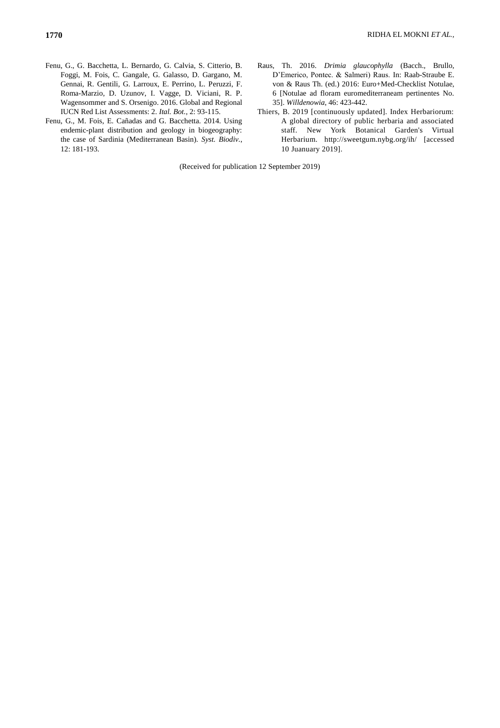Fenu, G., G. Bacchetta, L. Bernardo, G. Calvia, S. Citterio, B. Foggi, M. Fois, C. Gangale, G. Galasso, D. Gargano, M. Gennai, R. Gentili, G. Larroux, E. Perrino, L. Peruzzi, F. Roma-Marzio, D. Uzunov, I. Vagge, D. Viciani, R. P. Wagensommer and S. Orsenigo. 2016. Global and Regional IUCN Red List Assessments: 2. *Ital. Bot.*, 2: 93-115.

Fenu, G., M. Fois, E. Cañadas and G. Bacchetta. 2014. Using endemic-plant distribution and geology in biogeography: the case of Sardinia (Mediterranean Basin). *Syst. Biodiv.*, 12: 181-193.

Raus, Th. 2016. *Drimia glaucophylla* (Bacch., Brullo, D'Emerico, Pontec. & Salmeri) Raus. In: Raab-Straube E. von & Raus Th. (ed.) 2016: Euro+Med-Checklist Notulae, 6 [Notulae ad floram euromediterraneam pertinentes No. 35]. *Willdenowia*, 46: 423-442.

Thiers, B. 2019 [continuously updated]. Index Herbariorum: A global directory of public herbaria and associated staff. New York Botanical Garden's Virtual Herbarium. http://sweetgum.nybg.org/ih/ [accessed 10 Juanuary 2019].

(Received for publication 12 September 2019)